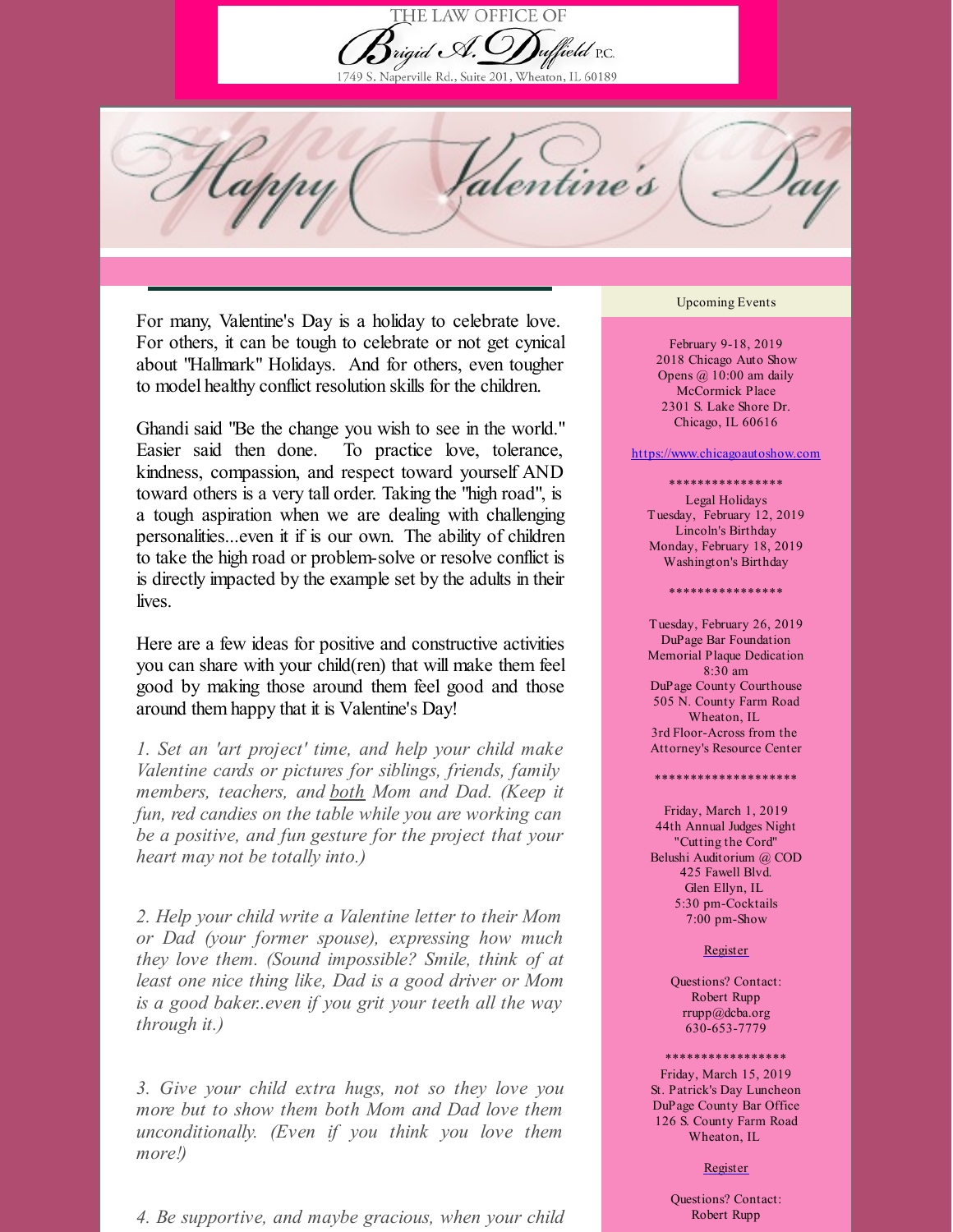THE LAW OFFICE OF

Brigid A. Duffield P.C.

1749 S. Naperville Rd., Suite 201, Wheaton, IL 60189

# Happy Valentine's Day

For many, Valentine's Day is a holiday to celebrate love. For others, it can be tough to celebrate or not get cynical about "Hallmark" Holidays. And for others, even tougher to model healthy conflict resolution skills for the children.

Ghandi said "Be the change you wish to see in the world." Easier said then done. To practice love, tolerance, kindness, compassion, and respect toward yourself AND toward others is a very tall order. Taking the "high road", is a tough aspiration when we are dealing with challenging personalities...even it if is our own. The ability of children to take the high road or problem-solve or resolve conflict is is directly impacted by the example set by the adults in their lives.

Here are a few ideas for positive and constructive activities you can share with your child(ren) that will make them feel good by making those around them feel good and those around them happy that it is Valentine's Day!

*1. Set an 'art project' time, and help your child make Valentine cards or pictures for siblings, friends, family members, teachers, and both Mom and Dad. (Keep it fun, red candies on the table while you are working can be a positive, and fun gesture for the project that your heart may not be totally into.)*

*2. Help your child write a Valentine letter to their Mom or Dad (your former spouse), expressing how much they love them. (Sound impossible? Smile, think of at least one nice thing like, Dad is a good driver or Mom is a good baker..even if you grit your teeth all the way through it.)*

*3. Give your child extra hugs, not so they love you more but to show them both Mom and Dad love them unconditionally. (Even if you think you love them more!)*

*4. Be supportive, and maybe gracious, when your child*

## Upcoming Events

February 9-18, 2019
2018 Chicago Auto Show
Opens @ 10:00 am daily
McCormick Place
2301 S. Lake Shore Dr.
Chicago, IL 60616

https://www.chicagoautoshow.com

****************

Legal Holidays
Tuesday, February 12, 2019
Lincoln's Birthday
Monday, February 18, 2019
Washington's Birthday

****************

Tuesday, February 26, 2019
DuPage Bar Foundation
Memorial Plaque Dedication
8:30 am
DuPage County Courthouse
505 N. County Farm Road
Wheaton, IL
3rd Floor-Across from the Attorney's Resource Center

********************

Friday, March 1, 2019
44th Annual Judges Night
"Cutting the Cord"
Belushi Auditorium @ COD
425 Fawell Blvd.
Glen Ellyn, IL
5:30 pm-Cocktails
7:00 pm-Show

Register

Questions? Contact:
Robert Rupp
rrupp@dcba.org
630-653-7779

*****************

Friday, March 15, 2019
St. Patrick's Day Luncheon
DuPage County Bar Office
126 S. County Farm Road
Wheaton, IL

Register

Questions? Contact:
Robert Rupp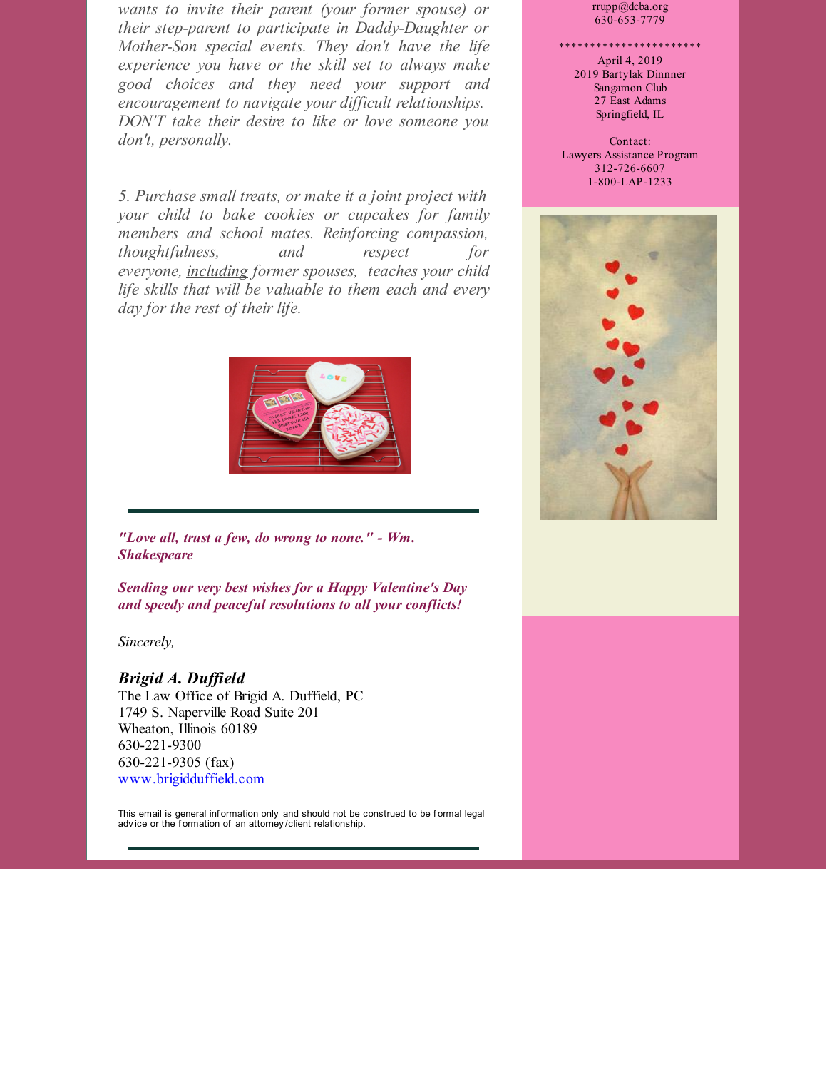*wants to invite their parent (your former spouse) or their step-parent to participate in Daddy-Daughter or Mother-Son special events. They don't have the life experience you have or the skill set to always make good choices and they need your support and encouragement to navigate your difficult relationships. DON'T take their desire to like or love someone you don't, personally.*

*5. Purchase small treats, or make it a joint project with your child to bake cookies or cupcakes for family members and school mates. Reinforcing compassion, thoughtfulness, and respect for everyone, including former spouses, teaches your child life skills that will be valuable to them each and every day for the rest of their life.*

***"Love all, trust a few, do wrong to none." - Wm. Shakespeare***

***Sending our very best wishes for a Happy Valentine's Day and speedy and peaceful resolutions to all your conflicts!***

*Sincerely,*

***Brigid A. Duffield***
The Law Office of Brigid A. Duffield, PC
1749 S. Naperville Road Suite 201
Wheaton, Illinois 60189
630-221-9300
630-221-9305 (fax)
www.brigidduffield.com

This email is general information only and should not be construed to be formal legal advice or the formation of an attorney/client relationship.

rrupp@dcba.org
630-653-7779

************************

April 4, 2019
2019 Bartylak Dinnner
Sangamon Club
27 East Adams
Springfield, IL

Contact:
Lawyers Assistance Program
312-726-6607
1-800-LAP-1233